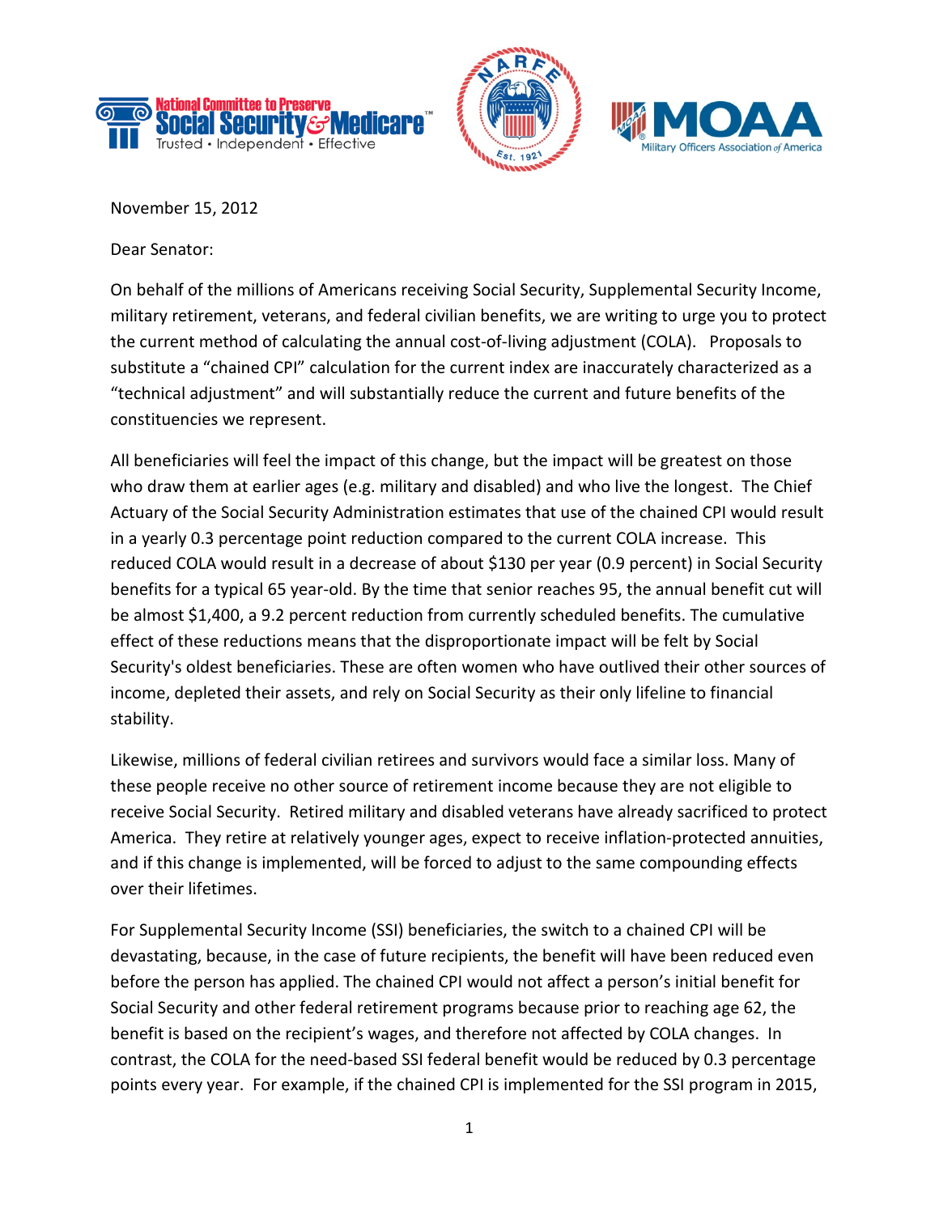November 15, 2012

Dear Senator:

On behalf of the millions of Americans receiving Social Security, Supplemental Security Income, military retirement, veterans, and federal civilian benefits, we are writing to urge you to protect the current method of calculating the annual cost-of-living adjustment (COLA). Proposals to substitute a "chained CPI" calculation for the current index are inaccurately characterized as a "technical adjustment" and will substantially reduce the current and future benefits of the constituencies we represent.

All beneficiaries will feel the impact of this change, but the impact will be greatest on those who draw them at earlier ages (e.g. military and disabled) and who live the longest. The Chief Actuary of the Social Security Administration estimates that use of the chained CPI would result in a yearly 0.3 percentage point reduction compared to the current COLA increase. This reduced COLA would result in a decrease of about $130 per year (0.9 percent) in Social Security benefits for a typical 65 year-old. By the time that senior reaches 95, the annual benefit cut will be almost $1,400, a 9.2 percent reduction from currently scheduled benefits. The cumulative effect of these reductions means that the disproportionate impact will be felt by Social Security's oldest beneficiaries. These are often women who have outlived their other sources of income, depleted their assets, and rely on Social Security as their only lifeline to financial stability.

Likewise, millions of federal civilian retirees and survivors would face a similar loss. Many of these people receive no other source of retirement income because they are not eligible to receive Social Security. Retired military and disabled veterans have already sacrificed to protect America. They retire at relatively younger ages, expect to receive inflation-protected annuities, and if this change is implemented, will be forced to adjust to the same compounding effects over their lifetimes.

For Supplemental Security Income (SSI) beneficiaries, the switch to a chained CPI will be devastating, because, in the case of future recipients, the benefit will have been reduced even before the person has applied. The chained CPI would not affect a person's initial benefit for Social Security and other federal retirement programs because prior to reaching age 62, the benefit is based on the recipient's wages, and therefore not affected by COLA changes. In contrast, the COLA for the need-based SSI federal benefit would be reduced by 0.3 percentage points every year. For example, if the chained CPI is implemented for the SSI program in 2015,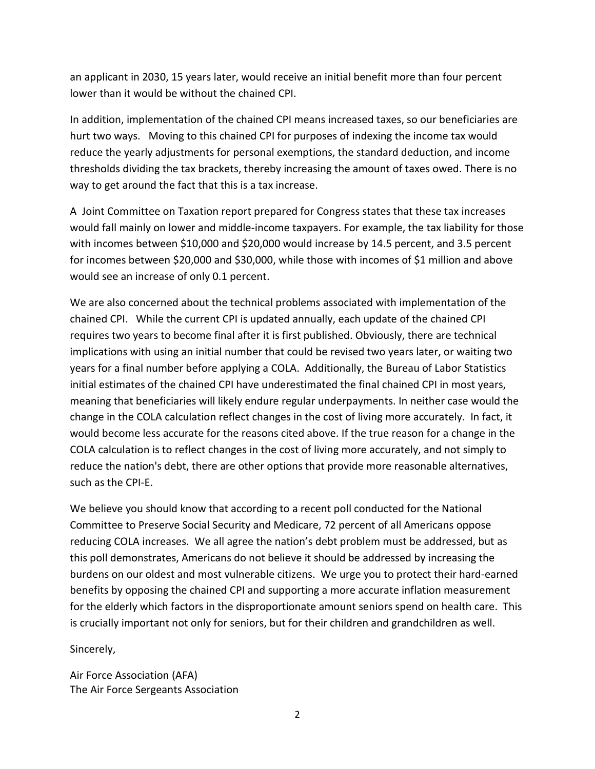an applicant in 2030, 15 years later, would receive an initial benefit more than four percent lower than it would be without the chained CPI.

In addition, implementation of the chained CPI means increased taxes, so our beneficiaries are hurt two ways. Moving to this chained CPI for purposes of indexing the income tax would reduce the yearly adjustments for personal exemptions, the standard deduction, and income thresholds dividing the tax brackets, thereby increasing the amount of taxes owed. There is no way to get around the fact that this is a tax increase.

A Joint Committee on Taxation report prepared for Congress states that these tax increases would fall mainly on lower and middle-income taxpayers. For example, the tax liability for those with incomes between $10,000 and $20,000 would increase by 14.5 percent, and 3.5 percent for incomes between $20,000 and $30,000, while those with incomes of $1 million and above would see an increase of only 0.1 percent.

We are also concerned about the technical problems associated with implementation of the chained CPI. While the current CPI is updated annually, each update of the chained CPI requires two years to become final after it is first published. Obviously, there are technical implications with using an initial number that could be revised two years later, or waiting two years for a final number before applying a COLA. Additionally, the Bureau of Labor Statistics initial estimates of the chained CPI have underestimated the final chained CPI in most years, meaning that beneficiaries will likely endure regular underpayments. In neither case would the change in the COLA calculation reflect changes in the cost of living more accurately. In fact, it would become less accurate for the reasons cited above. If the true reason for a change in the COLA calculation is to reflect changes in the cost of living more accurately, and not simply to reduce the nation's debt, there are other options that provide more reasonable alternatives, such as the CPI-E.

We believe you should know that according to a recent poll conducted for the National Committee to Preserve Social Security and Medicare, 72 percent of all Americans oppose reducing COLA increases. We all agree the nation's debt problem must be addressed, but as this poll demonstrates, Americans do not believe it should be addressed by increasing the burdens on our oldest and most vulnerable citizens. We urge you to protect their hard-earned benefits by opposing the chained CPI and supporting a more accurate inflation measurement for the elderly which factors in the disproportionate amount seniors spend on health care. This is crucially important not only for seniors, but for their children and grandchildren as well.

Sincerely,

Air Force Association (AFA)
The Air Force Sergeants Association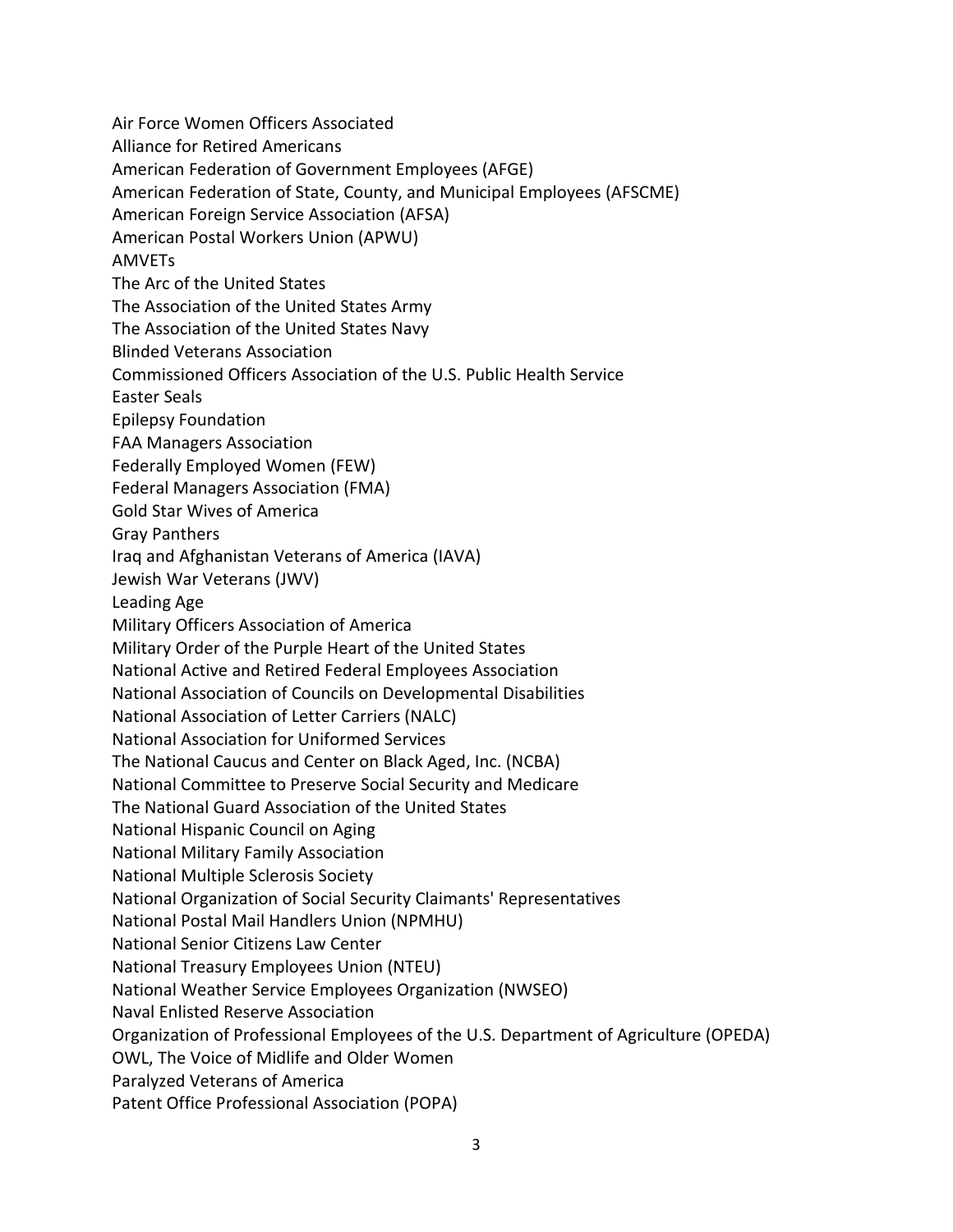Air Force Women Officers Associated
Alliance for Retired Americans
American Federation of Government Employees (AFGE)
American Federation of State, County, and Municipal Employees (AFSCME)
American Foreign Service Association (AFSA)
American Postal Workers Union (APWU)
AMVETs
The Arc of the United States
The Association of the United States Army
The Association of the United States Navy
Blinded Veterans Association
Commissioned Officers Association of the U.S. Public Health Service
Easter Seals
Epilepsy Foundation
FAA Managers Association
Federally Employed Women (FEW)
Federal Managers Association (FMA)
Gold Star Wives of America
Gray Panthers
Iraq and Afghanistan Veterans of America (IAVA)
Jewish War Veterans (JWV)
Leading Age
Military Officers Association of America
Military Order of the Purple Heart of the United States
National Active and Retired Federal Employees Association
National Association of Councils on Developmental Disabilities
National Association of Letter Carriers (NALC)
National Association for Uniformed Services
The National Caucus and Center on Black Aged, Inc. (NCBA)
National Committee to Preserve Social Security and Medicare
The National Guard Association of the United States
National Hispanic Council on Aging
National Military Family Association
National Multiple Sclerosis Society
National Organization of Social Security Claimants' Representatives
National Postal Mail Handlers Union (NPMHU)
National Senior Citizens Law Center
National Treasury Employees Union (NTEU)
National Weather Service Employees Organization (NWSEO)
Naval Enlisted Reserve Association
Organization of Professional Employees of the U.S. Department of Agriculture (OPEDA)
OWL, The Voice of Midlife and Older Women
Paralyzed Veterans of America
Patent Office Professional Association (POPA)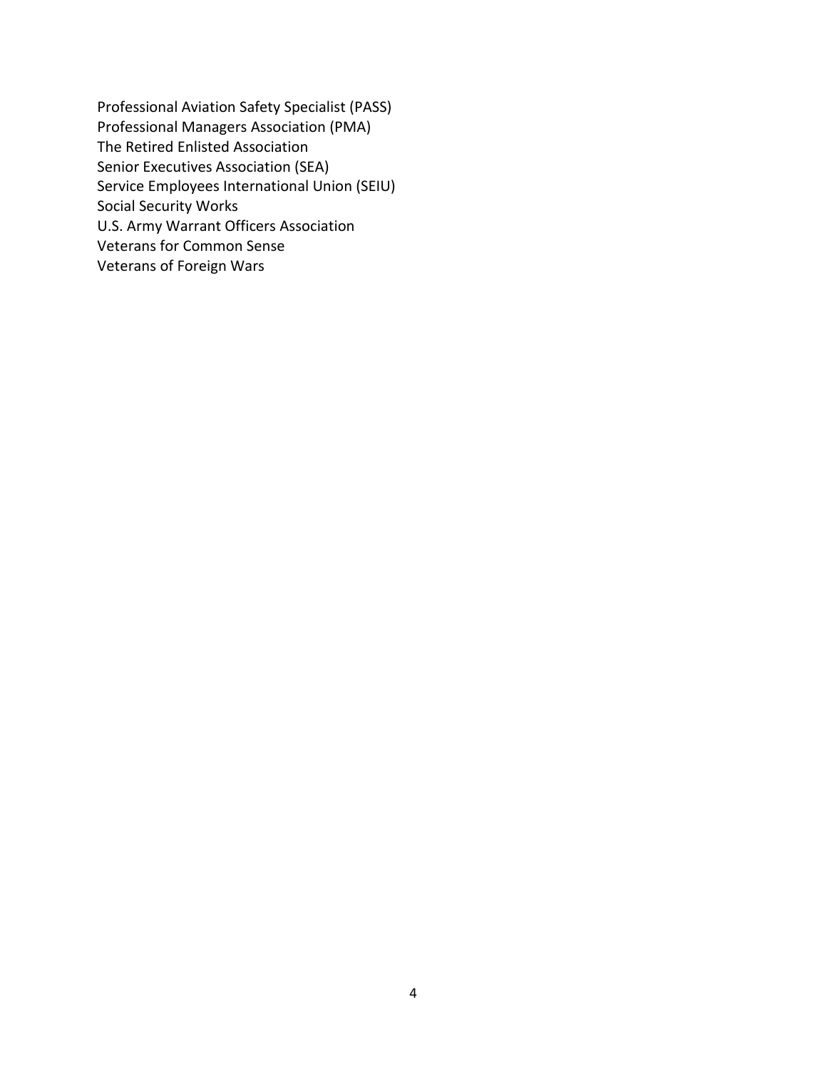Professional Aviation Safety Specialist (PASS)
Professional Managers Association (PMA)
The Retired Enlisted Association
Senior Executives Association (SEA)
Service Employees International Union (SEIU)
Social Security Works
U.S. Army Warrant Officers Association
Veterans for Common Sense
Veterans of Foreign Wars